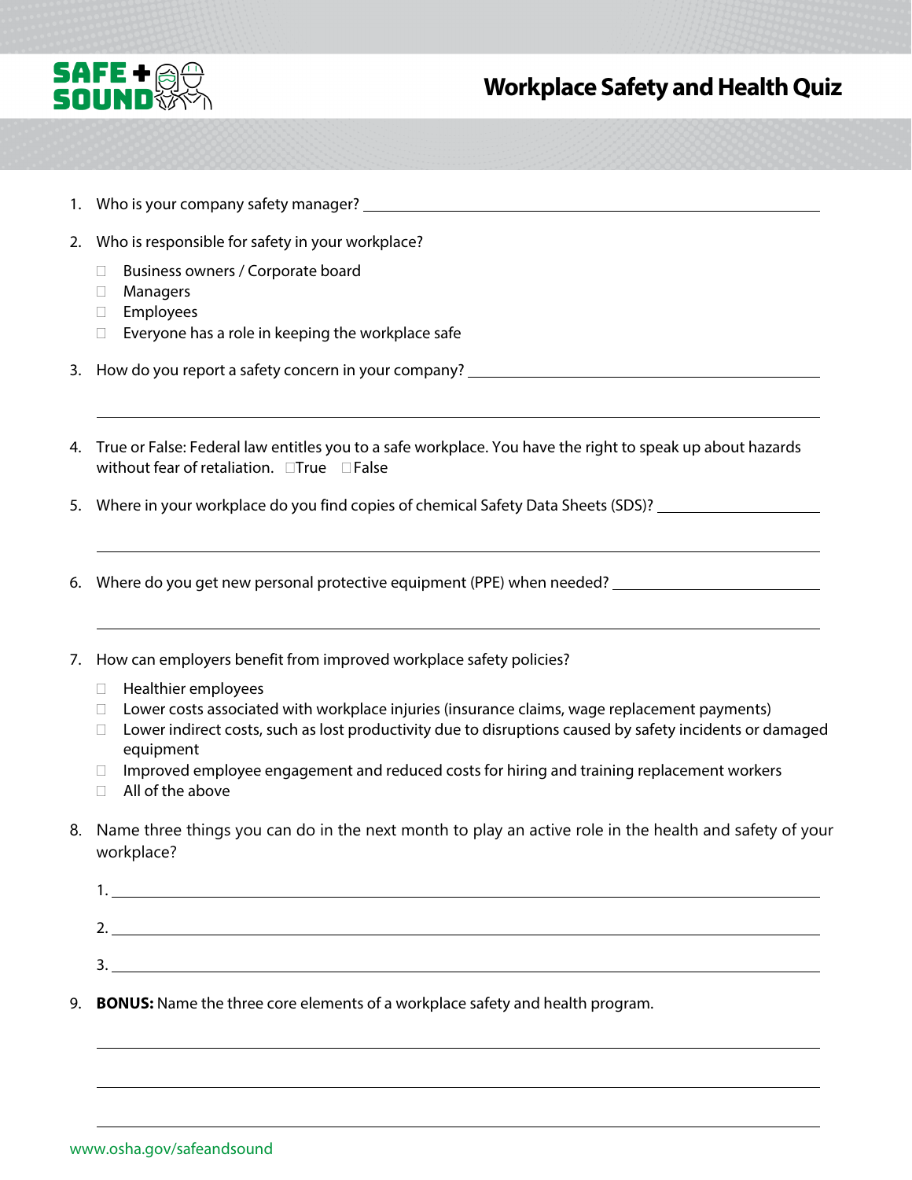SAFE + SOUND

# Workplace Safety and Health Quiz

1. Who is your company safety manager? \_\_\_\_\_\_\_\_\_\_\_\_\_\_\_\_\_\_\_\_\_\_\_\_\_\_\_\_\_\_\_\_\_\_\_\_\_\_\_\_

2. Who is responsible for safety in your workplace?

   - ☐ Business owners / Corporate board
   - ☐ Managers
   - ☐ Employees
   - ☐ Everyone has a role in keeping the workplace safe

3. How do you report a safety concern in your company? \_\_\_\_\_\_\_\_\_\_\_\_\_\_\_\_\_\_\_\_\_\_\_\_\_\_\_\_\_\_\_\_\_\_\_\_\_\_\_\_

   \_\_\_\_\_\_\_\_\_\_\_\_\_\_\_\_\_\_\_\_\_\_\_\_\_\_\_\_\_\_\_\_\_\_\_\_\_\_\_\_\_\_\_\_\_\_\_\_\_\_\_\_\_\_\_\_\_\_\_\_\_\_\_\_\_\_\_\_\_\_\_\_\_\_\_\_

4. True or False: Federal law entitles you to a safe workplace. You have the right to speak up about hazards without fear of retaliation. ☐True ☐False

5. Where in your workplace do you find copies of chemical Safety Data Sheets (SDS)? \_\_\_\_\_\_\_\_\_\_\_\_\_\_\_\_\_\_\_\_

   \_\_\_\_\_\_\_\_\_\_\_\_\_\_\_\_\_\_\_\_\_\_\_\_\_\_\_\_\_\_\_\_\_\_\_\_\_\_\_\_\_\_\_\_\_\_\_\_\_\_\_\_\_\_\_\_\_\_\_\_\_\_\_\_\_\_\_\_\_\_\_\_\_\_\_\_

6. Where do you get new personal protective equipment (PPE) when needed? \_\_\_\_\_\_\_\_\_\_\_\_\_\_\_\_\_\_\_\_\_\_\_\_\_\_

   \_\_\_\_\_\_\_\_\_\_\_\_\_\_\_\_\_\_\_\_\_\_\_\_\_\_\_\_\_\_\_\_\_\_\_\_\_\_\_\_\_\_\_\_\_\_\_\_\_\_\_\_\_\_\_\_\_\_\_\_\_\_\_\_\_\_\_\_\_\_\_\_\_\_\_\_

7. How can employers benefit from improved workplace safety policies?

   - ☐ Healthier employees
   - ☐ Lower costs associated with workplace injuries (insurance claims, wage replacement payments)
   - ☐ Lower indirect costs, such as lost productivity due to disruptions caused by safety incidents or damaged equipment
   - ☐ Improved employee engagement and reduced costs for hiring and training replacement workers
   - ☐ All of the above

8. Name three things you can do in the next month to play an active role in the health and safety of your workplace?

   1. \_\_\_\_\_\_\_\_\_\_\_\_\_\_\_\_\_\_\_\_\_\_\_\_\_\_\_\_\_\_\_\_\_\_\_\_\_\_\_\_\_\_\_\_\_\_\_\_\_\_\_\_\_\_\_\_\_\_\_\_\_\_\_\_\_\_\_\_\_\_\_\_\_\_
   2. \_\_\_\_\_\_\_\_\_\_\_\_\_\_\_\_\_\_\_\_\_\_\_\_\_\_\_\_\_\_\_\_\_\_\_\_\_\_\_\_\_\_\_\_\_\_\_\_\_\_\_\_\_\_\_\_\_\_\_\_\_\_\_\_\_\_\_\_\_\_\_\_\_\_
   3. \_\_\_\_\_\_\_\_\_\_\_\_\_\_\_\_\_\_\_\_\_\_\_\_\_\_\_\_\_\_\_\_\_\_\_\_\_\_\_\_\_\_\_\_\_\_\_\_\_\_\_\_\_\_\_\_\_\_\_\_\_\_\_\_\_\_\_\_\_\_\_\_\_\_

9. **BONUS:** Name the three core elements of a workplace safety and health program.

   \_\_\_\_\_\_\_\_\_\_\_\_\_\_\_\_\_\_\_\_\_\_\_\_\_\_\_\_\_\_\_\_\_\_\_\_\_\_\_\_\_\_\_\_\_\_\_\_\_\_\_\_\_\_\_\_\_\_\_\_\_\_\_\_\_\_\_\_\_\_\_\_\_\_\_\_

   \_\_\_\_\_\_\_\_\_\_\_\_\_\_\_\_\_\_\_\_\_\_\_\_\_\_\_\_\_\_\_\_\_\_\_\_\_\_\_\_\_\_\_\_\_\_\_\_\_\_\_\_\_\_\_\_\_\_\_\_\_\_\_\_\_\_\_\_\_\_\_\_\_\_\_\_

   \_\_\_\_\_\_\_\_\_\_\_\_\_\_\_\_\_\_\_\_\_\_\_\_\_\_\_\_\_\_\_\_\_\_\_\_\_\_\_\_\_\_\_\_\_\_\_\_\_\_\_\_\_\_\_\_\_\_\_\_\_\_\_\_\_\_\_\_\_\_\_\_\_\_\_\_

www.osha.gov/safeandsound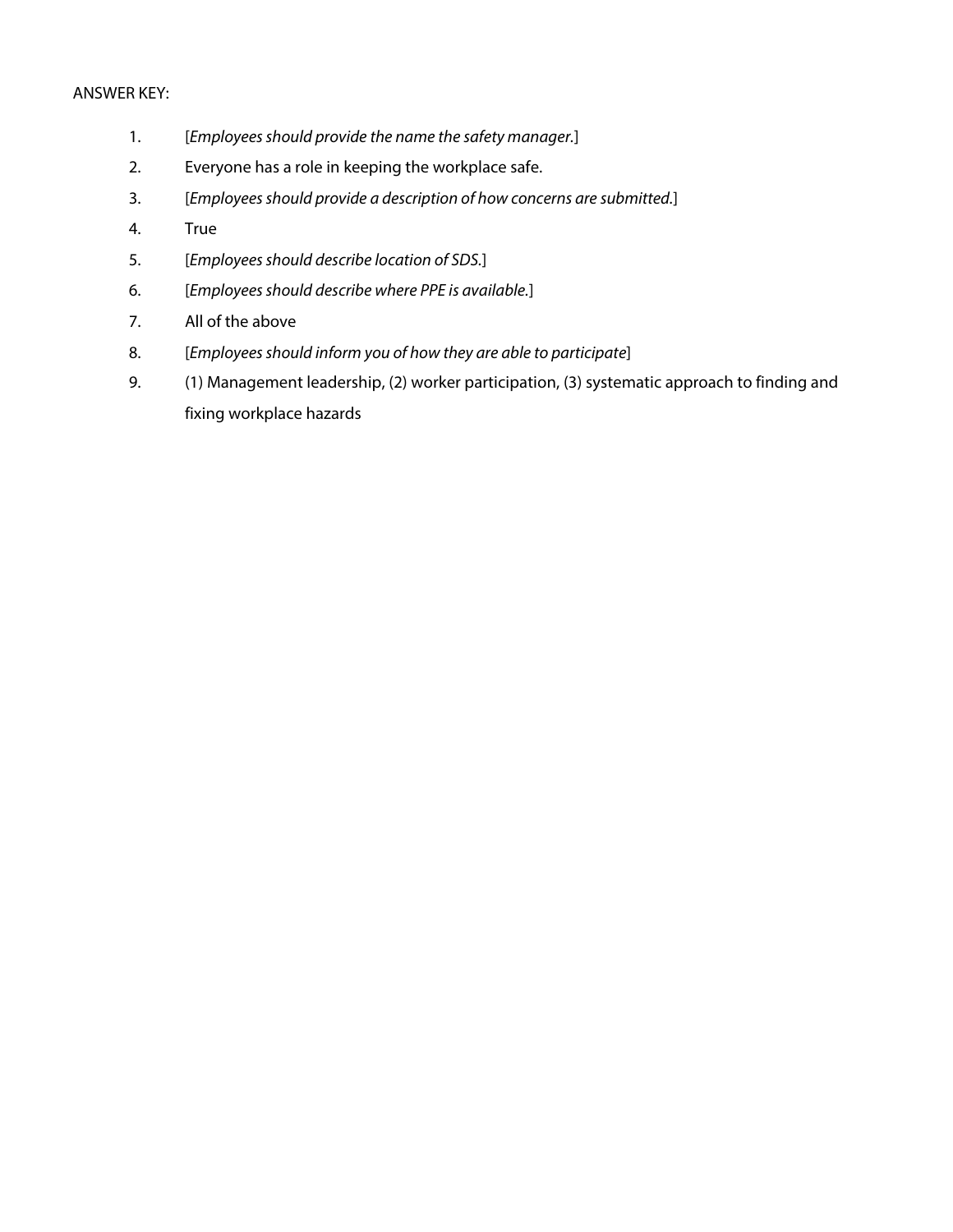ANSWER KEY:

1. [*Employees should provide the name the safety manager.*]
2. Everyone has a role in keeping the workplace safe.
3. [*Employees should provide a description of how concerns are submitted.*]
4. True
5. [*Employees should describe location of SDS.*]
6. [*Employees should describe where PPE is available.*]
7. All of the above
8. [*Employees should inform you of how they are able to participate*]
9. (1) Management leadership, (2) worker participation, (3) systematic approach to finding and fixing workplace hazards